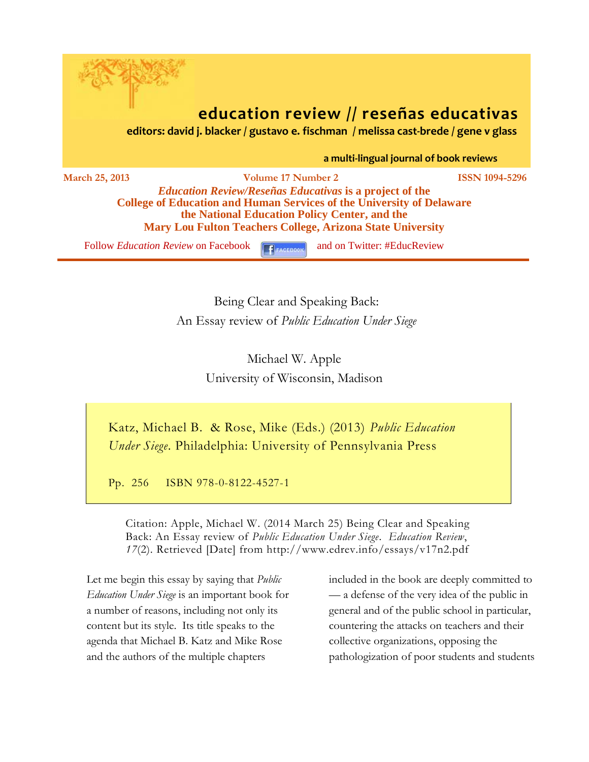# education review // reseñas educativas

**editors: david j. blacker / gustavo e. fischman / melissa cast-brede / gene v glass**

**a multi-lingual journal of book reviews**

**March 25, 2013** **Volume 17 Number 2** **ISSN 1094-5296**

***Education Review/Reseñas Educativas* is a project of the College of Education and Human Services of the University of Delaware the National Education Policy Center, and the Mary Lou Fulton Teachers College, Arizona State University**

Follow *Education Review* on Facebook and on Twitter: #EducReview

## Being Clear and Speaking Back: An Essay review of *Public Education Under Siege*

Michael W. Apple
University of Wisconsin, Madison

Katz, Michael B. & Rose, Mike (Eds.) (2013) *Public Education Under Siege*. Philadelphia: University of Pennsylvania Press

Pp. 256 ISBN 978-0-8122-4527-1

Citation: Apple, Michael W. (2014 March 25) Being Clear and Speaking Back: An Essay review of *Public Education Under Siege*. *Education Review*, *17*(2). Retrieved [Date] from http://www.edrev.info/essays/v17n2.pdf

Let me begin this essay by saying that *Public Education Under Siege* is an important book for a number of reasons, including not only its content but its style. Its title speaks to the agenda that Michael B. Katz and Mike Rose and the authors of the multiple chapters included in the book are deeply committed to — a defense of the very idea of the public in general and of the public school in particular, countering the attacks on teachers and their collective organizations, opposing the pathologization of poor students and students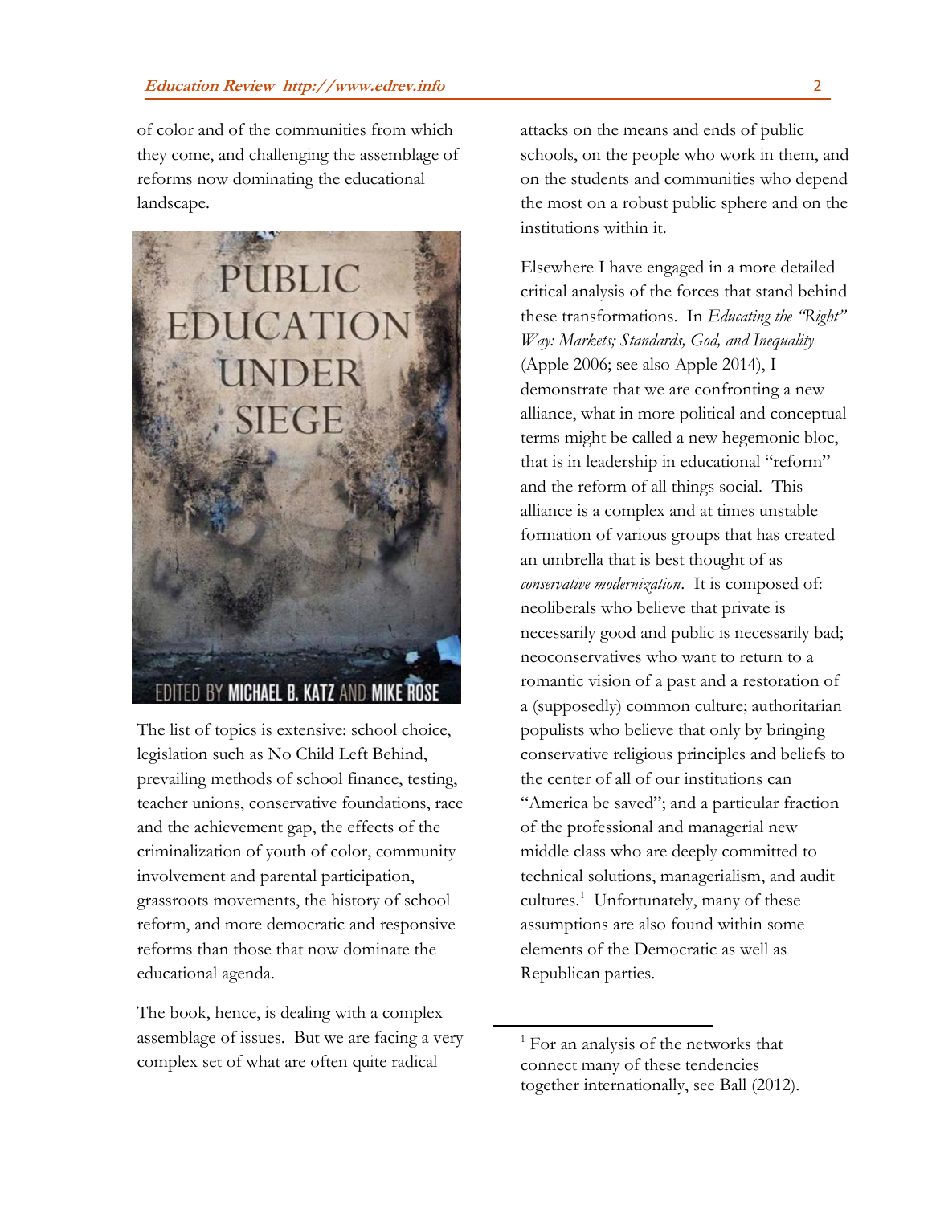of color and of the communities from which they come, and challenging the assemblage of reforms now dominating the educational landscape.

The list of topics is extensive: school choice, legislation such as No Child Left Behind, prevailing methods of school finance, testing, teacher unions, conservative foundations, race and the achievement gap, the effects of the criminalization of youth of color, community involvement and parental participation, grassroots movements, the history of school reform, and more democratic and responsive reforms than those that now dominate the educational agenda.

The book, hence, is dealing with a complex assemblage of issues. But we are facing a very complex set of what are often quite radical attacks on the means and ends of public schools, on the people who work in them, and on the students and communities who depend the most on a robust public sphere and on the institutions within it.

Elsewhere I have engaged in a more detailed critical analysis of the forces that stand behind these transformations. In *Educating the "Right" Way: Markets; Standards, God, and Inequality* (Apple 2006; see also Apple 2014), I demonstrate that we are confronting a new alliance, what in more political and conceptual terms might be called a new hegemonic bloc, that is in leadership in educational "reform" and the reform of all things social. This alliance is a complex and at times unstable formation of various groups that has created an umbrella that is best thought of as *conservative modernization*. It is composed of: neoliberals who believe that private is necessarily good and public is necessarily bad; neoconservatives who want to return to a romantic vision of a past and a restoration of a (supposedly) common culture; authoritarian populists who believe that only by bringing conservative religious principles and beliefs to the center of all of our institutions can "America be saved"; and a particular fraction of the professional and managerial new middle class who are deeply committed to technical solutions, managerialism, and audit cultures.[1] Unfortunately, many of these assumptions are also found within some elements of the Democratic as well as Republican parties.

---

[1] For an analysis of the networks that connect many of these tendencies together internationally, see Ball (2012).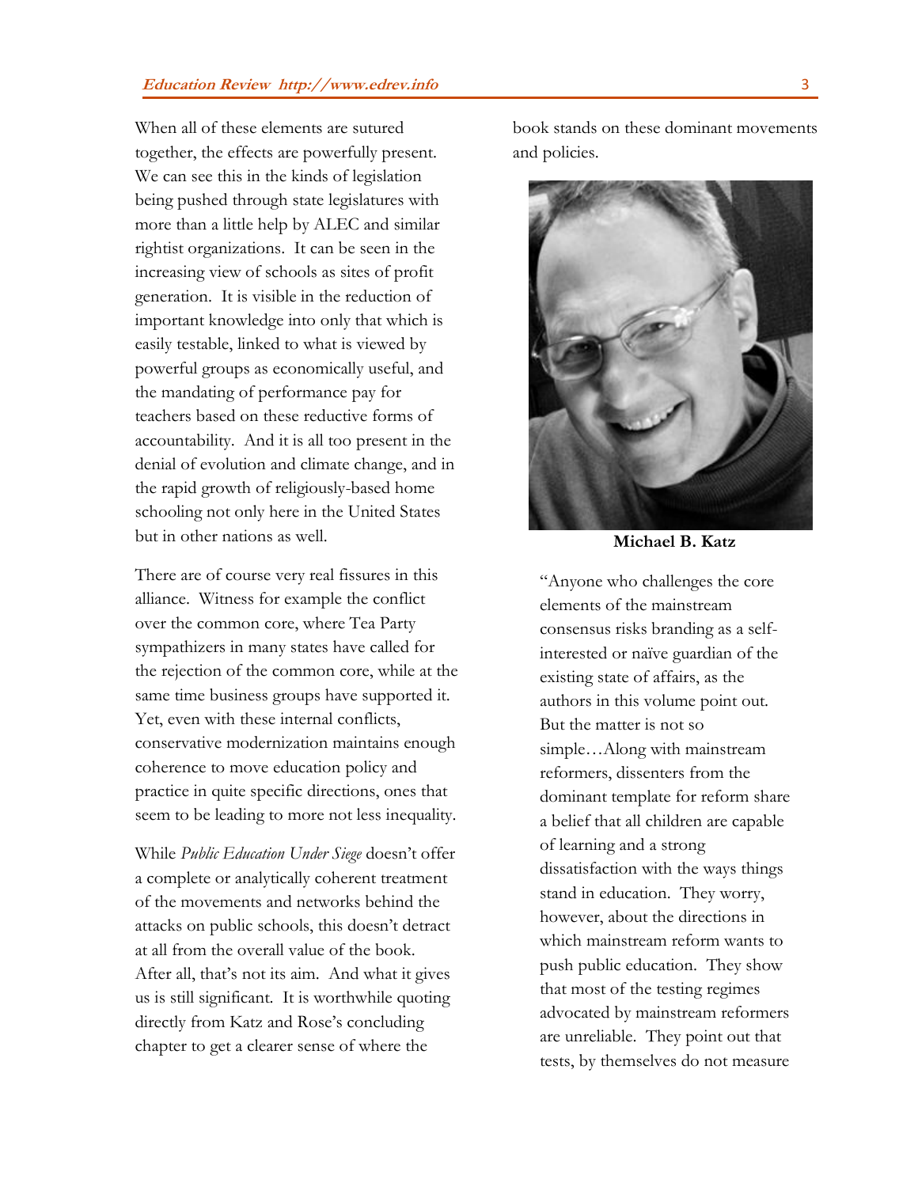When all of these elements are sutured together, the effects are powerfully present. We can see this in the kinds of legislation being pushed through state legislatures with more than a little help by ALEC and similar rightist organizations. It can be seen in the increasing view of schools as sites of profit generation. It is visible in the reduction of important knowledge into only that which is easily testable, linked to what is viewed by powerful groups as economically useful, and the mandating of performance pay for teachers based on these reductive forms of accountability. And it is all too present in the denial of evolution and climate change, and in the rapid growth of religiously-based home schooling not only here in the United States but in other nations as well.

There are of course very real fissures in this alliance. Witness for example the conflict over the common core, where Tea Party sympathizers in many states have called for the rejection of the common core, while at the same time business groups have supported it. Yet, even with these internal conflicts, conservative modernization maintains enough coherence to move education policy and practice in quite specific directions, ones that seem to be leading to more not less inequality.

While *Public Education Under Siege* doesn't offer a complete or analytically coherent treatment of the movements and networks behind the attacks on public schools, this doesn't detract at all from the overall value of the book. After all, that's not its aim. And what it gives us is still significant. It is worthwhile quoting directly from Katz and Rose's concluding chapter to get a clearer sense of where the book stands on these dominant movements and policies.

**Michael B. Katz**

"Anyone who challenges the core elements of the mainstream consensus risks branding as a self-interested or naïve guardian of the existing state of affairs, as the authors in this volume point out. But the matter is not so simple…Along with mainstream reformers, dissenters from the dominant template for reform share a belief that all children are capable of learning and a strong dissatisfaction with the ways things stand in education. They worry, however, about the directions in which mainstream reform wants to push public education. They show that most of the testing regimes advocated by mainstream reformers are unreliable. They point out that tests, by themselves do not measure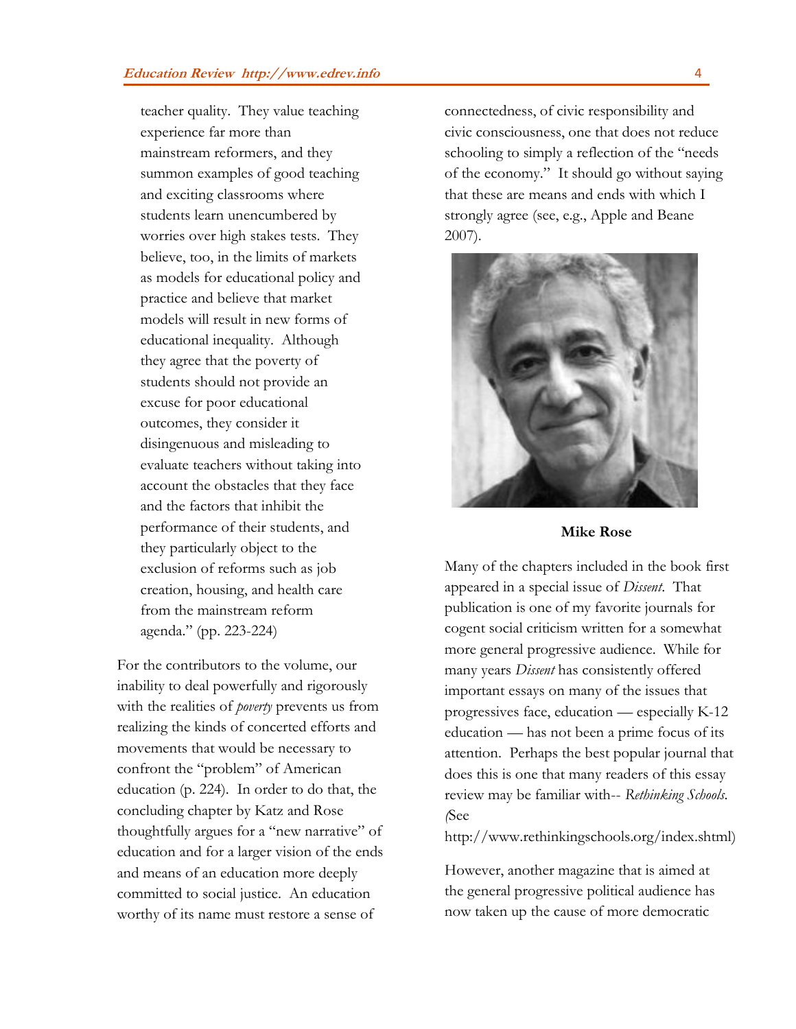teacher quality. They value teaching experience far more than mainstream reformers, and they summon examples of good teaching and exciting classrooms where students learn unencumbered by worries over high stakes tests. They believe, too, in the limits of markets as models for educational policy and practice and believe that market models will result in new forms of educational inequality. Although they agree that the poverty of students should not provide an excuse for poor educational outcomes, they consider it disingenuous and misleading to evaluate teachers without taking into account the obstacles that they face and the factors that inhibit the performance of their students, and they particularly object to the exclusion of reforms such as job creation, housing, and health care from the mainstream reform agenda." (pp. 223-224)

For the contributors to the volume, our inability to deal powerfully and rigorously with the realities of *poverty* prevents us from realizing the kinds of concerted efforts and movements that would be necessary to confront the "problem" of American education (p. 224). In order to do that, the concluding chapter by Katz and Rose thoughtfully argues for a "new narrative" of education and for a larger vision of the ends and means of an education more deeply committed to social justice. An education worthy of its name must restore a sense of connectedness, of civic responsibility and civic consciousness, one that does not reduce schooling to simply a reflection of the "needs of the economy." It should go without saying that these are means and ends with which I strongly agree (see, e.g., Apple and Beane 2007).

**Mike Rose**

Many of the chapters included in the book first appeared in a special issue of *Dissent*. That publication is one of my favorite journals for cogent social criticism written for a somewhat more general progressive audience. While for many years *Dissent* has consistently offered important essays on many of the issues that progressives face, education — especially K-12 education — has not been a prime focus of its attention. Perhaps the best popular journal that does this is one that many readers of this essay review may be familiar with-- *Rethinking Schools*. (See http://www.rethinkingschools.org/index.shtml)

However, another magazine that is aimed at the general progressive political audience has now taken up the cause of more democratic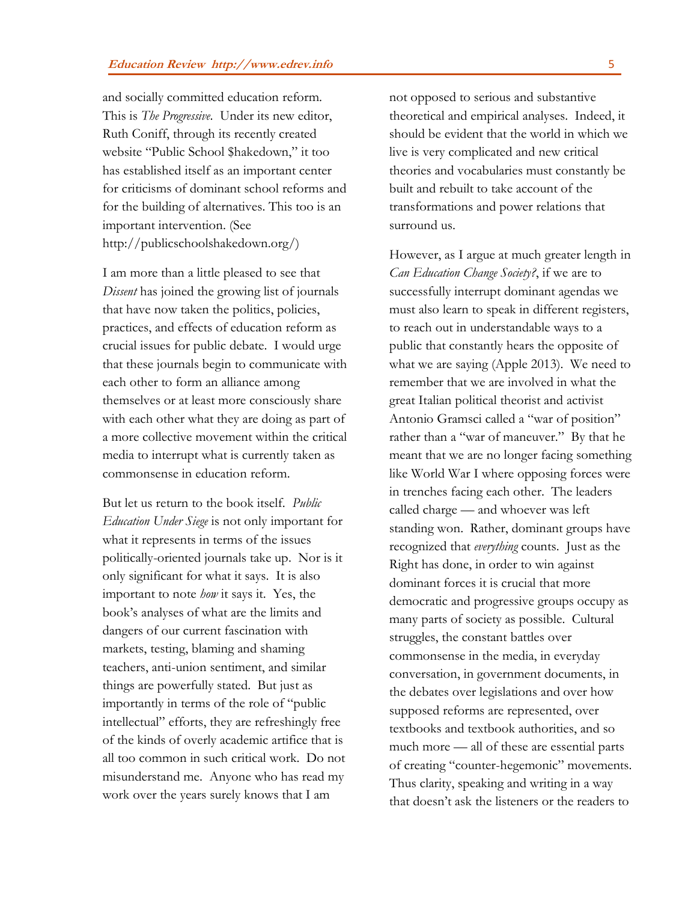and socially committed education reform. This is *The Progressive*. Under its new editor, Ruth Coniff, through its recently created website "Public School $hakedown," it too has established itself as an important center for criticisms of dominant school reforms and for the building of alternatives. This too is an important intervention. (See http://publicschoolshakedown.org/)

I am more than a little pleased to see that *Dissent* has joined the growing list of journals that have now taken the politics, policies, practices, and effects of education reform as crucial issues for public debate. I would urge that these journals begin to communicate with each other to form an alliance among themselves or at least more consciously share with each other what they are doing as part of a more collective movement within the critical media to interrupt what is currently taken as commonsense in education reform.

But let us return to the book itself. *Public Education Under Siege* is not only important for what it represents in terms of the issues politically-oriented journals take up. Nor is it only significant for what it says. It is also important to note *how* it says it. Yes, the book's analyses of what are the limits and dangers of our current fascination with markets, testing, blaming and shaming teachers, anti-union sentiment, and similar things are powerfully stated. But just as importantly in terms of the role of "public intellectual" efforts, they are refreshingly free of the kinds of overly academic artifice that is all too common in such critical work. Do not misunderstand me. Anyone who has read my work over the years surely knows that I am not opposed to serious and substantive theoretical and empirical analyses. Indeed, it should be evident that the world in which we live is very complicated and new critical theories and vocabularies must constantly be built and rebuilt to take account of the transformations and power relations that surround us.

However, as I argue at much greater length in *Can Education Change Society?*, if we are to successfully interrupt dominant agendas we must also learn to speak in different registers, to reach out in understandable ways to a public that constantly hears the opposite of what we are saying (Apple 2013). We need to remember that we are involved in what the great Italian political theorist and activist Antonio Gramsci called a "war of position" rather than a "war of maneuver." By that he meant that we are no longer facing something like World War I where opposing forces were in trenches facing each other. The leaders called charge — and whoever was left standing won. Rather, dominant groups have recognized that *everything* counts. Just as the Right has done, in order to win against dominant forces it is crucial that more democratic and progressive groups occupy as many parts of society as possible. Cultural struggles, the constant battles over commonsense in the media, in everyday conversation, in government documents, in the debates over legislations and over how supposed reforms are represented, over textbooks and textbook authorities, and so much more — all of these are essential parts of creating "counter-hegemonic" movements. Thus clarity, speaking and writing in a way that doesn't ask the listeners or the readers to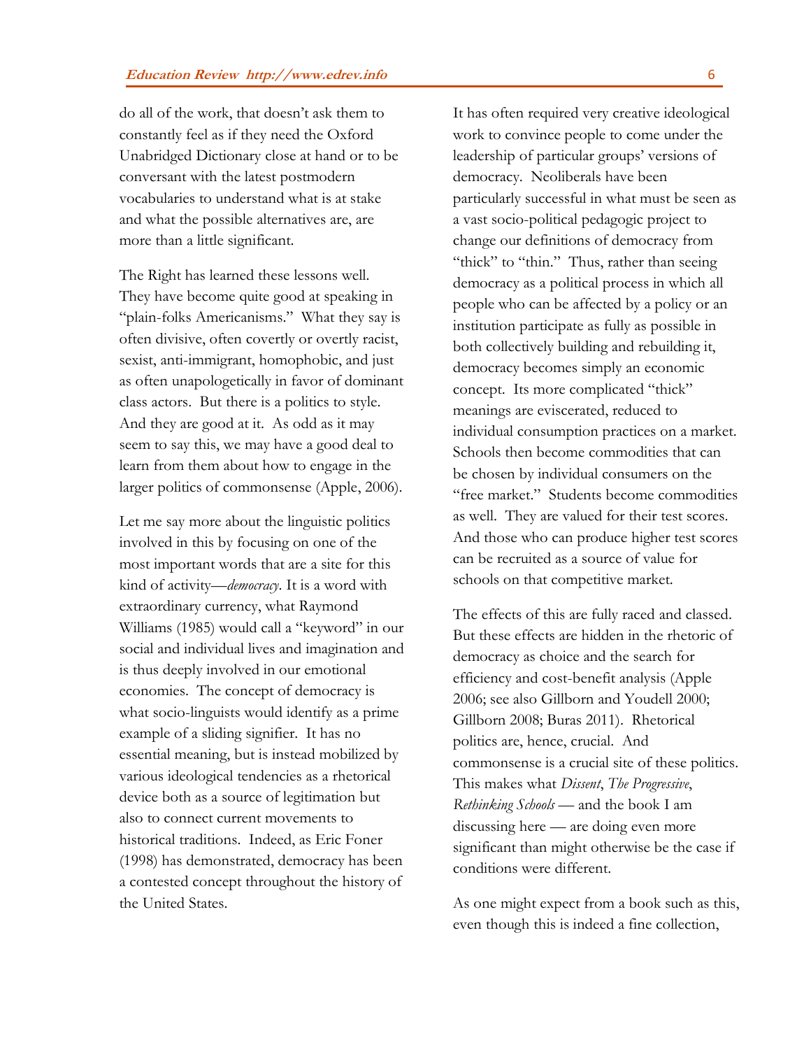do all of the work, that doesn't ask them to constantly feel as if they need the Oxford Unabridged Dictionary close at hand or to be conversant with the latest postmodern vocabularies to understand what is at stake and what the possible alternatives are, are more than a little significant.

The Right has learned these lessons well. They have become quite good at speaking in "plain-folks Americanisms." What they say is often divisive, often covertly or overtly racist, sexist, anti-immigrant, homophobic, and just as often unapologetically in favor of dominant class actors. But there is a politics to style. And they are good at it. As odd as it may seem to say this, we may have a good deal to learn from them about how to engage in the larger politics of commonsense (Apple, 2006).

Let me say more about the linguistic politics involved in this by focusing on one of the most important words that are a site for this kind of activity—*democracy*. It is a word with extraordinary currency, what Raymond Williams (1985) would call a "keyword" in our social and individual lives and imagination and is thus deeply involved in our emotional economies. The concept of democracy is what socio-linguists would identify as a prime example of a sliding signifier. It has no essential meaning, but is instead mobilized by various ideological tendencies as a rhetorical device both as a source of legitimation but also to connect current movements to historical traditions. Indeed, as Eric Foner (1998) has demonstrated, democracy has been a contested concept throughout the history of the United States.

It has often required very creative ideological work to convince people to come under the leadership of particular groups' versions of democracy. Neoliberals have been particularly successful in what must be seen as a vast socio-political pedagogic project to change our definitions of democracy from "thick" to "thin." Thus, rather than seeing democracy as a political process in which all people who can be affected by a policy or an institution participate as fully as possible in both collectively building and rebuilding it, democracy becomes simply an economic concept. Its more complicated "thick" meanings are eviscerated, reduced to individual consumption practices on a market. Schools then become commodities that can be chosen by individual consumers on the "free market." Students become commodities as well. They are valued for their test scores. And those who can produce higher test scores can be recruited as a source of value for schools on that competitive market.

The effects of this are fully raced and classed. But these effects are hidden in the rhetoric of democracy as choice and the search for efficiency and cost-benefit analysis (Apple 2006; see also Gillborn and Youdell 2000; Gillborn 2008; Buras 2011). Rhetorical politics are, hence, crucial. And commonsense is a crucial site of these politics. This makes what *Dissent*, *The Progressive*, *Rethinking Schools* — and the book I am discussing here — are doing even more significant than might otherwise be the case if conditions were different.

As one might expect from a book such as this, even though this is indeed a fine collection,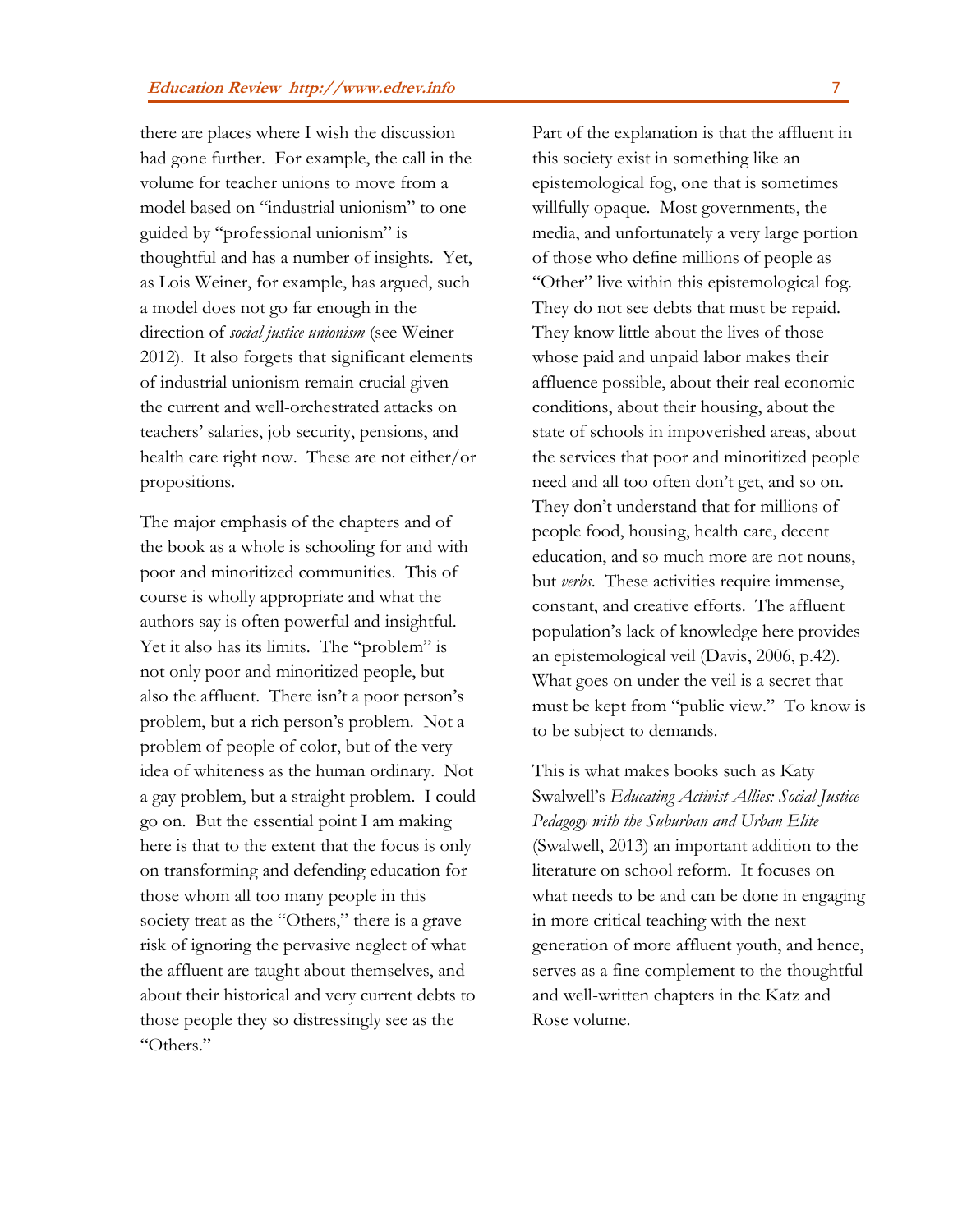there are places where I wish the discussion had gone further. For example, the call in the volume for teacher unions to move from a model based on "industrial unionism" to one guided by "professional unionism" is thoughtful and has a number of insights. Yet, as Lois Weiner, for example, has argued, such a model does not go far enough in the direction of *social justice unionism* (see Weiner 2012). It also forgets that significant elements of industrial unionism remain crucial given the current and well-orchestrated attacks on teachers' salaries, job security, pensions, and health care right now. These are not either/or propositions.

The major emphasis of the chapters and of the book as a whole is schooling for and with poor and minoritized communities. This of course is wholly appropriate and what the authors say is often powerful and insightful. Yet it also has its limits. The "problem" is not only poor and minoritized people, but also the affluent. There isn't a poor person's problem, but a rich person's problem. Not a problem of people of color, but of the very idea of whiteness as the human ordinary. Not a gay problem, but a straight problem. I could go on. But the essential point I am making here is that to the extent that the focus is only on transforming and defending education for those whom all too many people in this society treat as the "Others," there is a grave risk of ignoring the pervasive neglect of what the affluent are taught about themselves, and about their historical and very current debts to those people they so distressingly see as the "Others."

Part of the explanation is that the affluent in this society exist in something like an epistemological fog, one that is sometimes willfully opaque. Most governments, the media, and unfortunately a very large portion of those who define millions of people as "Other" live within this epistemological fog. They do not see debts that must be repaid. They know little about the lives of those whose paid and unpaid labor makes their affluence possible, about their real economic conditions, about their housing, about the state of schools in impoverished areas, about the services that poor and minoritized people need and all too often don't get, and so on. They don't understand that for millions of people food, housing, health care, decent education, and so much more are not nouns, but *verbs*. These activities require immense, constant, and creative efforts. The affluent population's lack of knowledge here provides an epistemological veil (Davis, 2006, p.42). What goes on under the veil is a secret that must be kept from "public view." To know is to be subject to demands.

This is what makes books such as Katy Swalwell's *Educating Activist Allies: Social Justice Pedagogy with the Suburban and Urban Elite* (Swalwell, 2013) an important addition to the literature on school reform. It focuses on what needs to be and can be done in engaging in more critical teaching with the next generation of more affluent youth, and hence, serves as a fine complement to the thoughtful and well-written chapters in the Katz and Rose volume.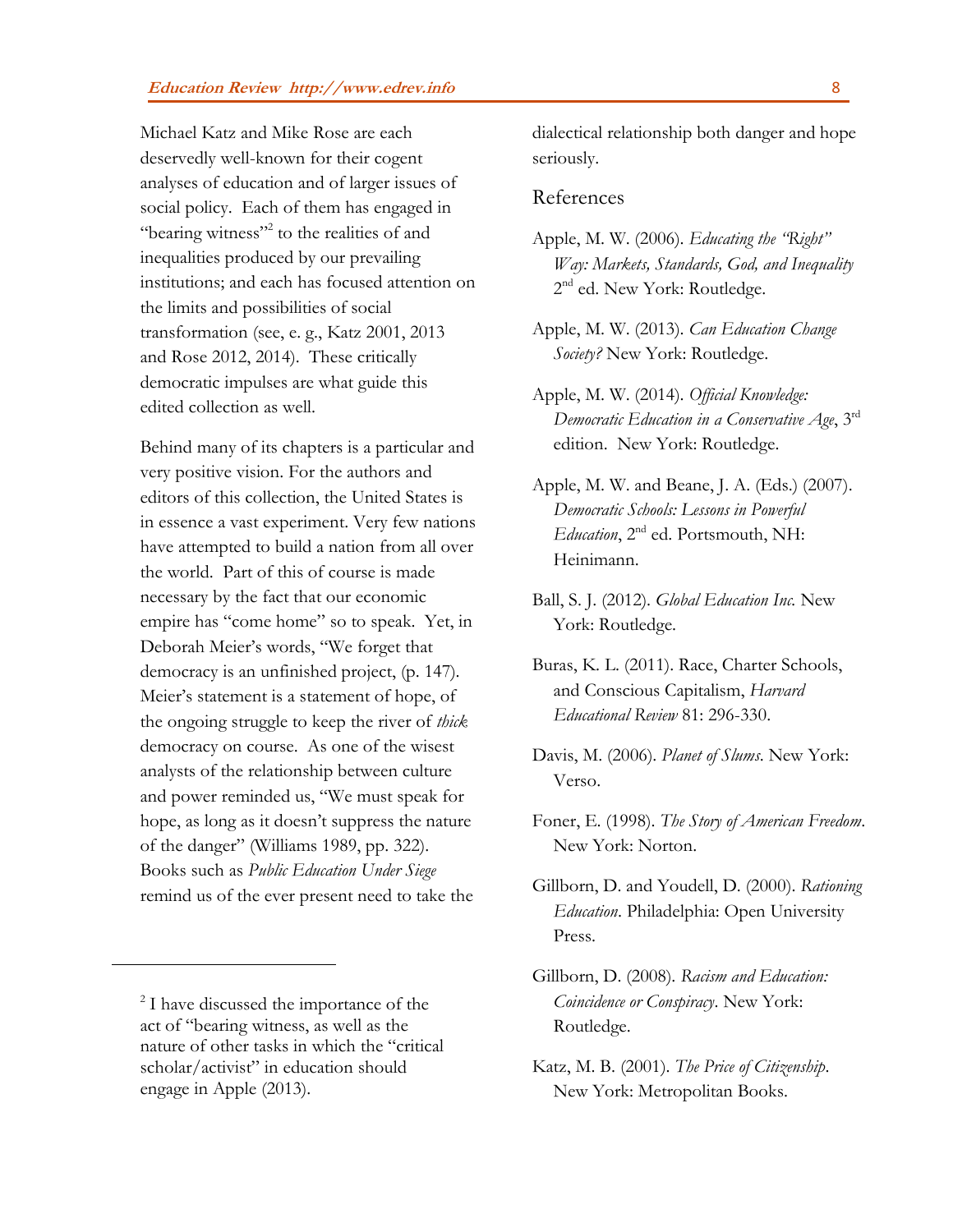Michael Katz and Mike Rose are each deservedly well-known for their cogent analyses of education and of larger issues of social policy. Each of them has engaged in "bearing witness"[2] to the realities of and inequalities produced by our prevailing institutions; and each has focused attention on the limits and possibilities of social transformation (see, e. g., Katz 2001, 2013 and Rose 2012, 2014). These critically democratic impulses are what guide this edited collection as well.

Behind many of its chapters is a particular and very positive vision. For the authors and editors of this collection, the United States is in essence a vast experiment. Very few nations have attempted to build a nation from all over the world. Part of this of course is made necessary by the fact that our economic empire has "come home" so to speak. Yet, in Deborah Meier's words, "We forget that democracy is an unfinished project, (p. 147). Meier's statement is a statement of hope, of the ongoing struggle to keep the river of *thick* democracy on course. As one of the wisest analysts of the relationship between culture and power reminded us, "We must speak for hope, as long as it doesn't suppress the nature of the danger" (Williams 1989, pp. 322). Books such as *Public Education Under Siege* remind us of the ever present need to take the dialectical relationship both danger and hope seriously.

[2] I have discussed the importance of the act of "bearing witness, as well as the nature of other tasks in which the "critical scholar/activist" in education should engage in Apple (2013).

## References

Apple, M. W. (2006). *Educating the "Right" Way: Markets, Standards, God, and Inequality* 2nd ed. New York: Routledge.

Apple, M. W. (2013). *Can Education Change Society?* New York: Routledge.

Apple, M. W. (2014). *Official Knowledge: Democratic Education in a Conservative Age*, 3rd edition. New York: Routledge.

Apple, M. W. and Beane, J. A. (Eds.) (2007). *Democratic Schools: Lessons in Powerful Education*, 2nd ed. Portsmouth, NH: Heinimann.

Ball, S. J. (2012). *Global Education Inc.* New York: Routledge.

Buras, K. L. (2011). Race, Charter Schools, and Conscious Capitalism, *Harvard Educational Review* 81: 296-330.

Davis, M. (2006). *Planet of Slums*. New York: Verso.

Foner, E. (1998). *The Story of American Freedom*. New York: Norton.

Gillborn, D. and Youdell, D. (2000). *Rationing Education*. Philadelphia: Open University Press.

Gillborn, D. (2008). *Racism and Education: Coincidence or Conspiracy*. New York: Routledge.

Katz, M. B. (2001). *The Price of Citizenship*. New York: Metropolitan Books.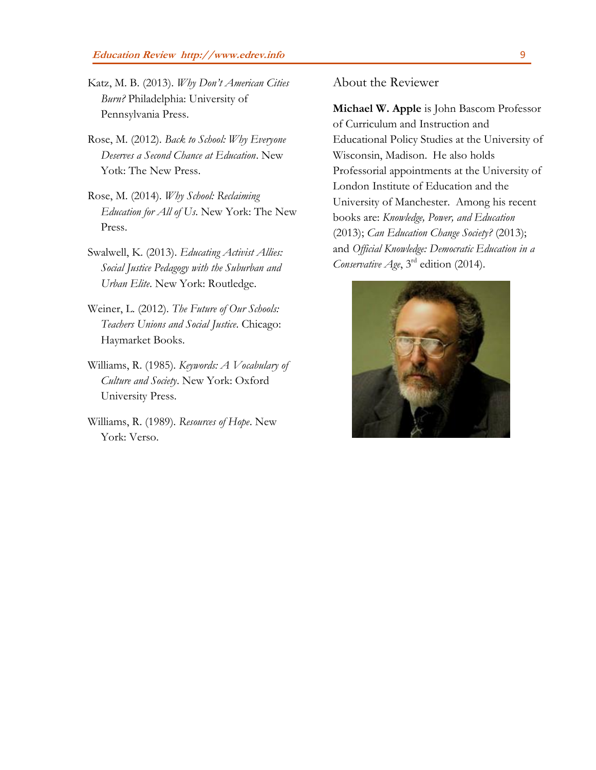Katz, M. B. (2013). *Why Don't American Cities Burn?* Philadelphia: University of Pennsylvania Press.

Rose, M. (2012). *Back to School: Why Everyone Deserves a Second Chance at Education*. New Yotk: The New Press.

Rose, M. (2014). *Why School: Reclaiming Education for All of Us.* New York: The New Press.

Swalwell, K. (2013). *Educating Activist Allies: Social Justice Pedagogy with the Suburban and Urban Elite*. New York: Routledge.

Weiner, L. (2012). *The Future of Our Schools: Teachers Unions and Social Justice*. Chicago: Haymarket Books.

Williams, R. (1985). *Keywords: A Vocabulary of Culture and Society*. New York: Oxford University Press.

Williams, R. (1989). *Resources of Hope*. New York: Verso.

## About the Reviewer

**Michael W. Apple** is John Bascom Professor of Curriculum and Instruction and Educational Policy Studies at the University of Wisconsin, Madison. He also holds Professorial appointments at the University of London Institute of Education and the University of Manchester. Among his recent books are: *Knowledge, Power, and Education* (2013); *Can Education Change Society?* (2013); and *Official Knowledge: Democratic Education in a Conservative Age*, 3rd edition (2014).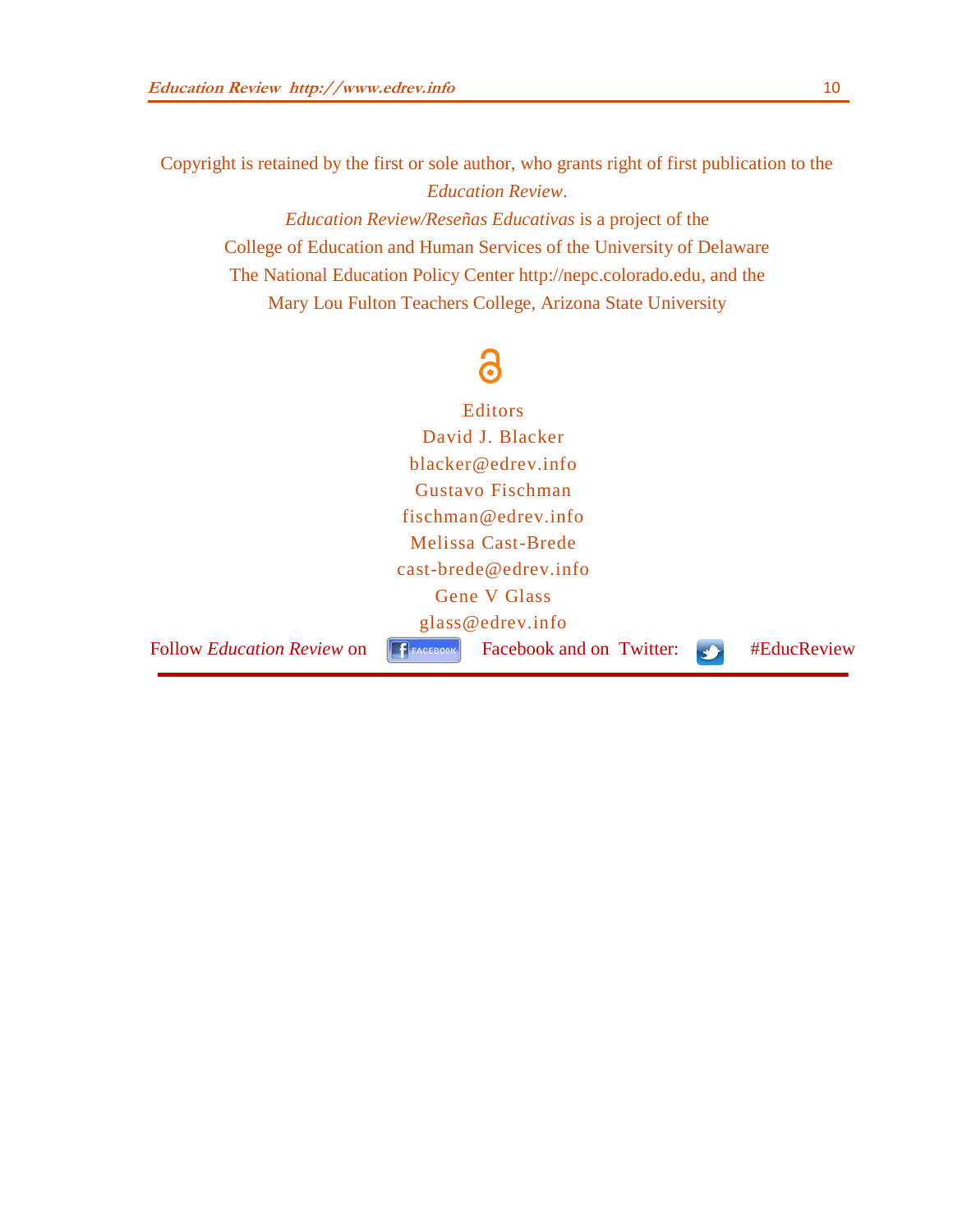Copyright is retained by the first or sole author, who grants right of first publication to the *Education Review*.

*Education Review/Reseñas Educativas* is a project of the
College of Education and Human Services of the University of Delaware
The National Education Policy Center http://nepc.colorado.edu, and the
Mary Lou Fulton Teachers College, Arizona State University

Editors
David J. Blacker
blacker@edrev.info
Gustavo Fischman
fischman@edrev.info
Melissa Cast-Brede
cast-brede@edrev.info
Gene V Glass
glass@edrev.info

Follow *Education Review* on Facebook and on Twitter: #EducReview